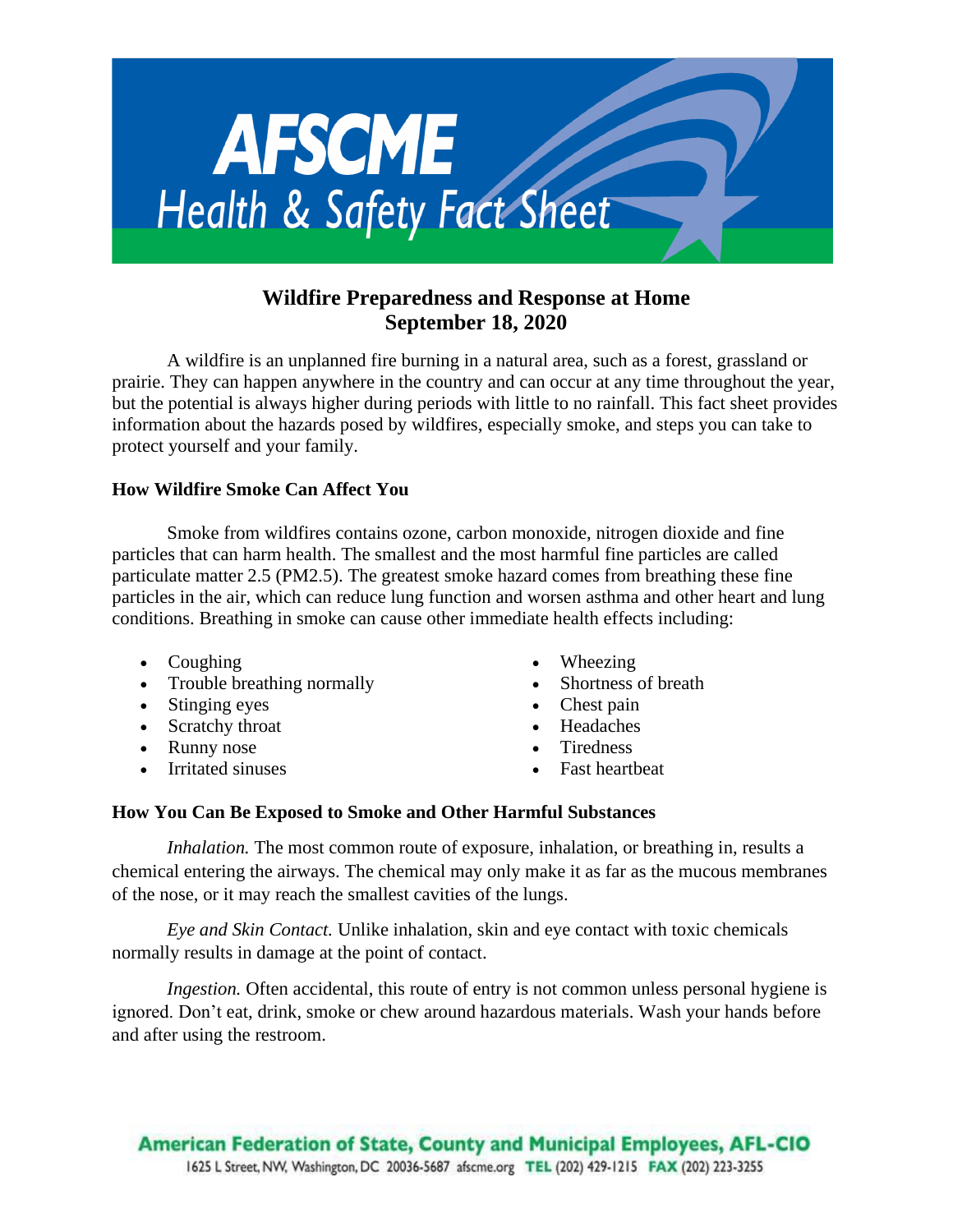# AFSCME Health & Safety Fact Sheet

## Wildfire Preparedness and Response at Home
## September 18, 2020

A wildfire is an unplanned fire burning in a natural area, such as a forest, grassland or prairie. They can happen anywhere in the country and can occur at any time throughout the year, but the potential is always higher during periods with little to no rainfall. This fact sheet provides information about the hazards posed by wildfires, especially smoke, and steps you can take to protect yourself and your family.

### How Wildfire Smoke Can Affect You

Smoke from wildfires contains ozone, carbon monoxide, nitrogen dioxide and fine particles that can harm health. The smallest and the most harmful fine particles are called particulate matter 2.5 (PM2.5). The greatest smoke hazard comes from breathing these fine particles in the air, which can reduce lung function and worsen asthma and other heart and lung conditions. Breathing in smoke can cause other immediate health effects including:

- Coughing
- Trouble breathing normally
- Stinging eyes
- Scratchy throat
- Runny nose
- Irritated sinuses
- Wheezing
- Shortness of breath
- Chest pain
- Headaches
- Tiredness
- Fast heartbeat

### How You Can Be Exposed to Smoke and Other Harmful Substances

*Inhalation.* The most common route of exposure, inhalation, or breathing in, results a chemical entering the airways. The chemical may only make it as far as the mucous membranes of the nose, or it may reach the smallest cavities of the lungs.

*Eye and Skin Contact.* Unlike inhalation, skin and eye contact with toxic chemicals normally results in damage at the point of contact.

*Ingestion.* Often accidental, this route of entry is not common unless personal hygiene is ignored. Don't eat, drink, smoke or chew around hazardous materials. Wash your hands before and after using the restroom.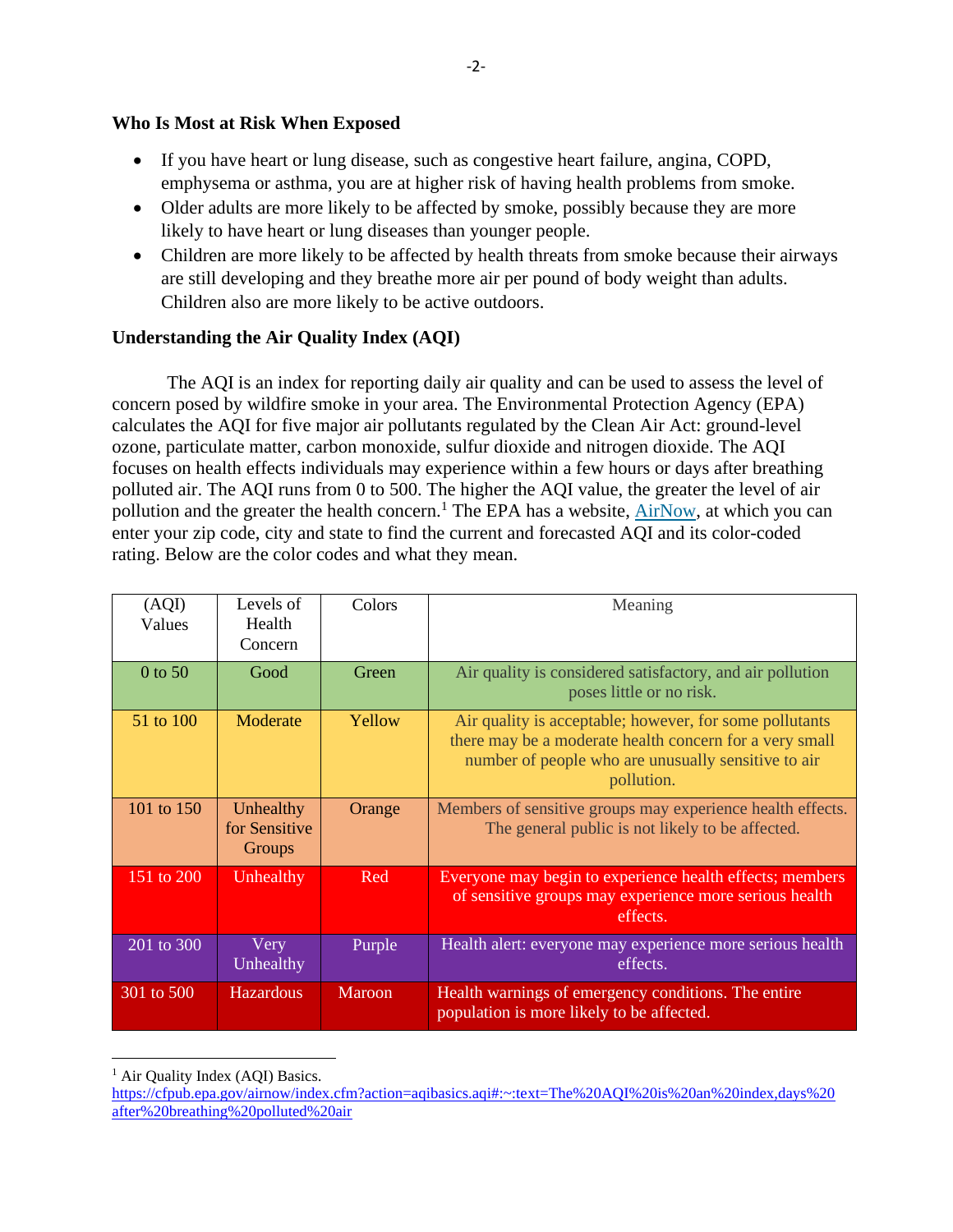### Who Is Most at Risk When Exposed

- If you have heart or lung disease, such as congestive heart failure, angina, COPD, emphysema or asthma, you are at higher risk of having health problems from smoke.
- Older adults are more likely to be affected by smoke, possibly because they are more likely to have heart or lung diseases than younger people.
- Children are more likely to be affected by health threats from smoke because their airways are still developing and they breathe more air per pound of body weight than adults. Children also are more likely to be active outdoors.

### Understanding the Air Quality Index (AQI)

The AQI is an index for reporting daily air quality and can be used to assess the level of concern posed by wildfire smoke in your area. The Environmental Protection Agency (EPA) calculates the AQI for five major air pollutants regulated by the Clean Air Act: ground-level ozone, particulate matter, carbon monoxide, sulfur dioxide and nitrogen dioxide. The AQI focuses on health effects individuals may experience within a few hours or days after breathing polluted air. The AQI runs from 0 to 500. The higher the AQI value, the greater the level of air pollution and the greater the health concern.[1] The EPA has a website, AirNow, at which you can enter your zip code, city and state to find the current and forecasted AQI and its color-coded rating. Below are the color codes and what they mean.

| (AQI) Values | Levels of Health Concern | Colors | Meaning |
|---|---|---|---|
| 0 to 50 | Good | Green | Air quality is considered satisfactory, and air pollution poses little or no risk. |
| 51 to 100 | Moderate | Yellow | Air quality is acceptable; however, for some pollutants there may be a moderate health concern for a very small number of people who are unusually sensitive to air pollution. |
| 101 to 150 | Unhealthy for Sensitive Groups | Orange | Members of sensitive groups may experience health effects. The general public is not likely to be affected. |
| 151 to 200 | Unhealthy | Red | Everyone may begin to experience health effects; members of sensitive groups may experience more serious health effects. |
| 201 to 300 | Very Unhealthy | Purple | Health alert: everyone may experience more serious health effects. |
| 301 to 500 | Hazardous | Maroon | Health warnings of emergency conditions. The entire population is more likely to be affected. |

---

[1] Air Quality Index (AQI) Basics. https://cfpub.epa.gov/airnow/index.cfm?action=aqibasics.aqi#:~:text=The%20AQI%20is%20an%20index,days%20after%20breathing%20polluted%20air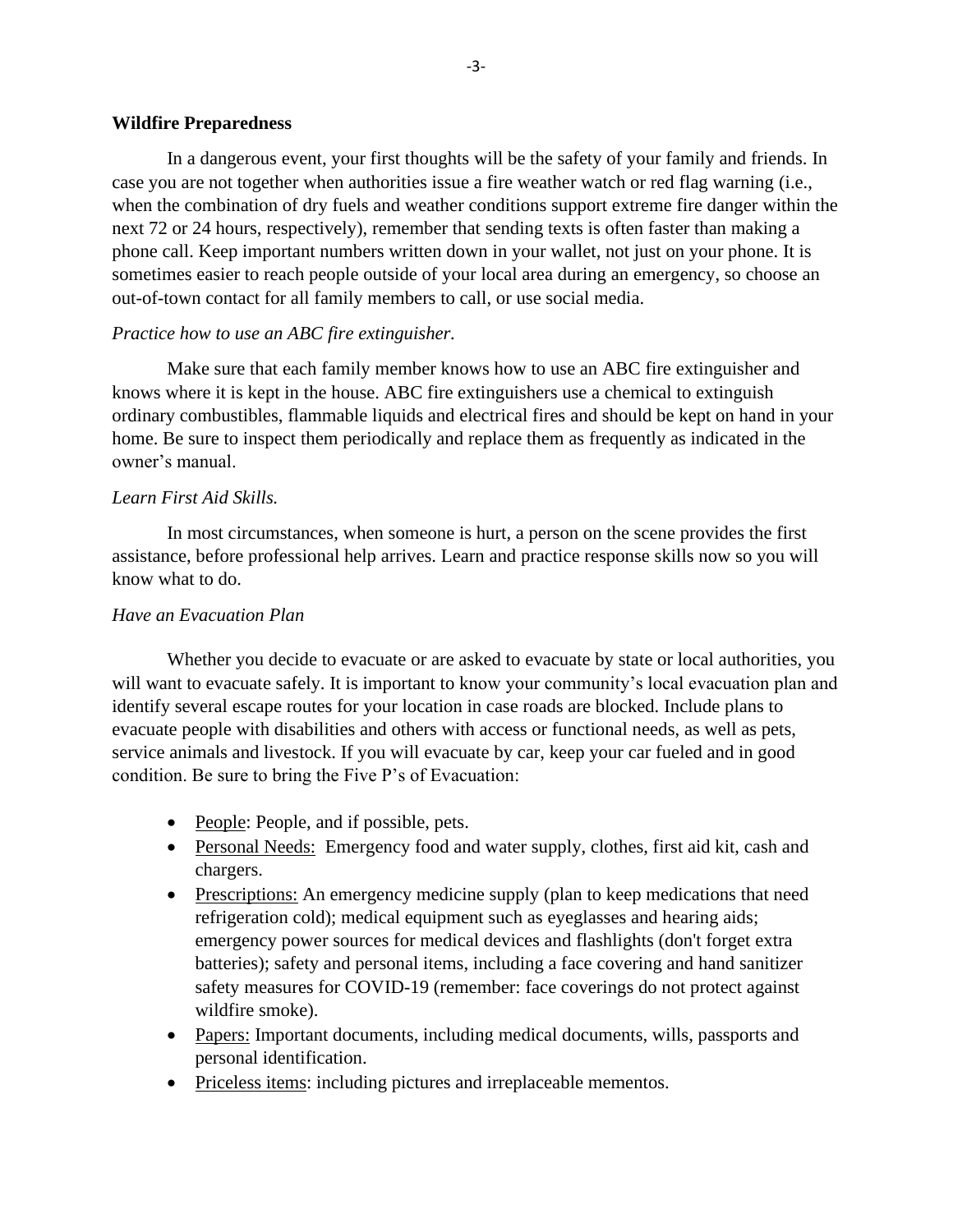## Wildfire Preparedness

In a dangerous event, your first thoughts will be the safety of your family and friends. In case you are not together when authorities issue a fire weather watch or red flag warning (i.e., when the combination of dry fuels and weather conditions support extreme fire danger within the next 72 or 24 hours, respectively), remember that sending texts is often faster than making a phone call. Keep important numbers written down in your wallet, not just on your phone. It is sometimes easier to reach people outside of your local area during an emergency, so choose an out-of-town contact for all family members to call, or use social media.

*Practice how to use an ABC fire extinguisher.*

Make sure that each family member knows how to use an ABC fire extinguisher and knows where it is kept in the house. ABC fire extinguishers use a chemical to extinguish ordinary combustibles, flammable liquids and electrical fires and should be kept on hand in your home. Be sure to inspect them periodically and replace them as frequently as indicated in the owner's manual.

*Learn First Aid Skills.*

In most circumstances, when someone is hurt, a person on the scene provides the first assistance, before professional help arrives. Learn and practice response skills now so you will know what to do.

*Have an Evacuation Plan*

Whether you decide to evacuate or are asked to evacuate by state or local authorities, you will want to evacuate safely. It is important to know your community's local evacuation plan and identify several escape routes for your location in case roads are blocked. Include plans to evacuate people with disabilities and others with access or functional needs, as well as pets, service animals and livestock. If you will evacuate by car, keep your car fueled and in good condition. Be sure to bring the Five P's of Evacuation:

- People: People, and if possible, pets.
- Personal Needs: Emergency food and water supply, clothes, first aid kit, cash and chargers.
- Prescriptions: An emergency medicine supply (plan to keep medications that need refrigeration cold); medical equipment such as eyeglasses and hearing aids; emergency power sources for medical devices and flashlights (don't forget extra batteries); safety and personal items, including a face covering and hand sanitizer safety measures for COVID-19 (remember: face coverings do not protect against wildfire smoke).
- Papers: Important documents, including medical documents, wills, passports and personal identification.
- Priceless items: including pictures and irreplaceable mementos.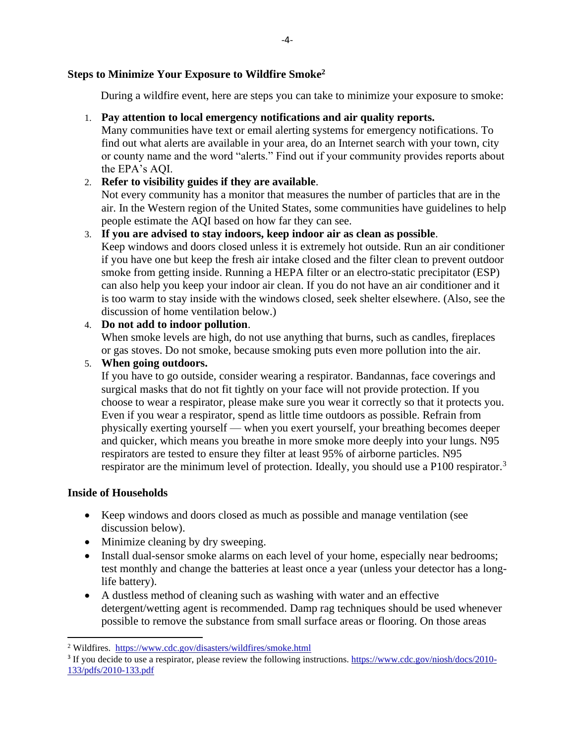### Steps to Minimize Your Exposure to Wildfire Smoke[2]

During a wildfire event, here are steps you can take to minimize your exposure to smoke:

1. **Pay attention to local emergency notifications and air quality reports.**
   Many communities have text or email alerting systems for emergency notifications. To find out what alerts are available in your area, do an Internet search with your town, city or county name and the word "alerts." Find out if your community provides reports about the EPA's AQI.
2. **Refer to visibility guides if they are available**.
   Not every community has a monitor that measures the number of particles that are in the air. In the Western region of the United States, some communities have guidelines to help people estimate the AQI based on how far they can see.
3. **If you are advised to stay indoors, keep indoor air as clean as possible**.
   Keep windows and doors closed unless it is extremely hot outside. Run an air conditioner if you have one but keep the fresh air intake closed and the filter clean to prevent outdoor smoke from getting inside. Running a HEPA filter or an electro-static precipitator (ESP) can also help you keep your indoor air clean. If you do not have an air conditioner and it is too warm to stay inside with the windows closed, seek shelter elsewhere. (Also, see the discussion of home ventilation below.)
4. **Do not add to indoor pollution**.
   When smoke levels are high, do not use anything that burns, such as candles, fireplaces or gas stoves. Do not smoke, because smoking puts even more pollution into the air.
5. **When going outdoors.**
   If you have to go outside, consider wearing a respirator. Bandannas, face coverings and surgical masks that do not fit tightly on your face will not provide protection. If you choose to wear a respirator, please make sure you wear it correctly so that it protects you. Even if you wear a respirator, spend as little time outdoors as possible. Refrain from physically exerting yourself — when you exert yourself, your breathing becomes deeper and quicker, which means you breathe in more smoke more deeply into your lungs. N95 respirators are tested to ensure they filter at least 95% of airborne particles. N95 respirator are the minimum level of protection. Ideally, you should use a P100 respirator.[3]

### Inside of Households

- Keep windows and doors closed as much as possible and manage ventilation (see discussion below).
- Minimize cleaning by dry sweeping.
- Install dual-sensor smoke alarms on each level of your home, especially near bedrooms; test monthly and change the batteries at least once a year (unless your detector has a long-life battery).
- A dustless method of cleaning such as washing with water and an effective detergent/wetting agent is recommended. Damp rag techniques should be used whenever possible to remove the substance from small surface areas or flooring. On those areas

---

[2] Wildfires. https://www.cdc.gov/disasters/wildfires/smoke.html

[3] If you decide to use a respirator, please review the following instructions. https://www.cdc.gov/niosh/docs/2010-133/pdfs/2010-133.pdf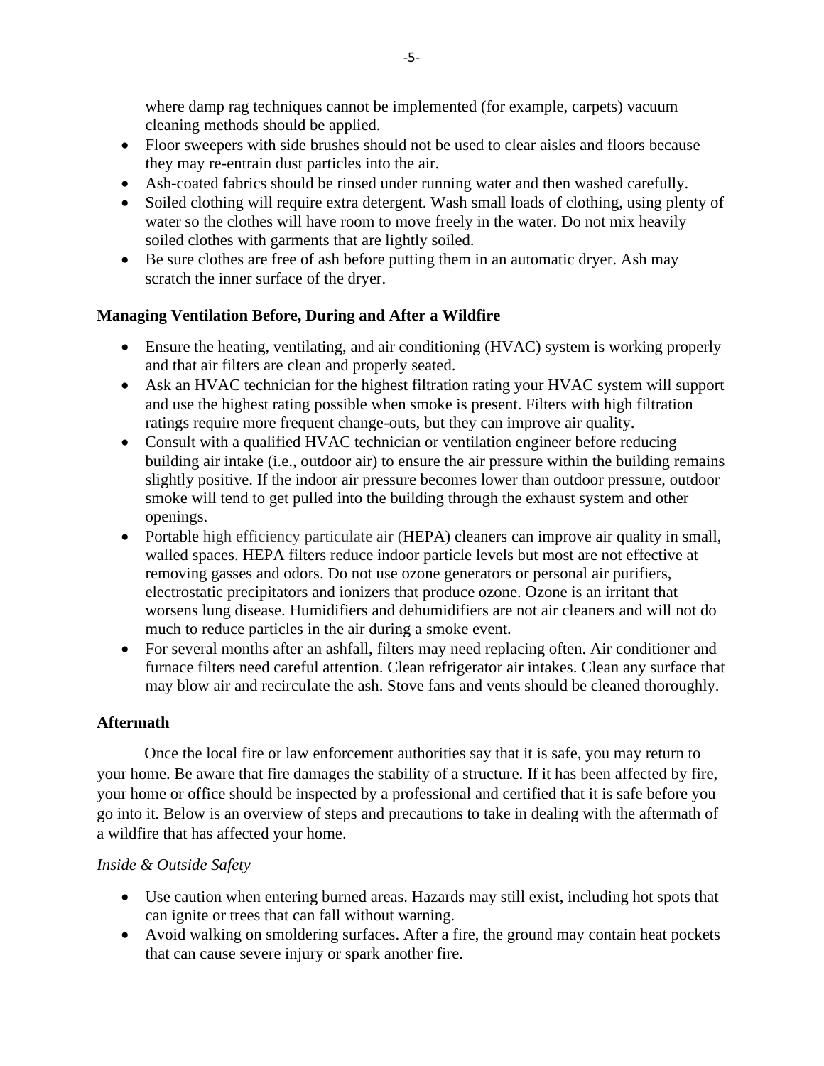where damp rag techniques cannot be implemented (for example, carpets) vacuum cleaning methods should be applied.

- Floor sweepers with side brushes should not be used to clear aisles and floors because they may re-entrain dust particles into the air.
- Ash-coated fabrics should be rinsed under running water and then washed carefully.
- Soiled clothing will require extra detergent. Wash small loads of clothing, using plenty of water so the clothes will have room to move freely in the water. Do not mix heavily soiled clothes with garments that are lightly soiled.
- Be sure clothes are free of ash before putting them in an automatic dryer. Ash may scratch the inner surface of the dryer.

**Managing Ventilation Before, During and After a Wildfire**

- Ensure the heating, ventilating, and air conditioning (HVAC) system is working properly and that air filters are clean and properly seated.
- Ask an HVAC technician for the highest filtration rating your HVAC system will support and use the highest rating possible when smoke is present. Filters with high filtration ratings require more frequent change-outs, but they can improve air quality.
- Consult with a qualified HVAC technician or ventilation engineer before reducing building air intake (i.e., outdoor air) to ensure the air pressure within the building remains slightly positive. If the indoor air pressure becomes lower than outdoor pressure, outdoor smoke will tend to get pulled into the building through the exhaust system and other openings.
- Portable high efficiency particulate air (HEPA) cleaners can improve air quality in small, walled spaces. HEPA filters reduce indoor particle levels but most are not effective at removing gasses and odors. Do not use ozone generators or personal air purifiers, electrostatic precipitators and ionizers that produce ozone. Ozone is an irritant that worsens lung disease. Humidifiers and dehumidifiers are not air cleaners and will not do much to reduce particles in the air during a smoke event.
- For several months after an ashfall, filters may need replacing often. Air conditioner and furnace filters need careful attention. Clean refrigerator air intakes. Clean any surface that may blow air and recirculate the ash. Stove fans and vents should be cleaned thoroughly.

**Aftermath**

Once the local fire or law enforcement authorities say that it is safe, you may return to your home. Be aware that fire damages the stability of a structure. If it has been affected by fire, your home or office should be inspected by a professional and certified that it is safe before you go into it. Below is an overview of steps and precautions to take in dealing with the aftermath of a wildfire that has affected your home.

*Inside & Outside Safety*

- Use caution when entering burned areas. Hazards may still exist, including hot spots that can ignite or trees that can fall without warning.
- Avoid walking on smoldering surfaces. After a fire, the ground may contain heat pockets that can cause severe injury or spark another fire.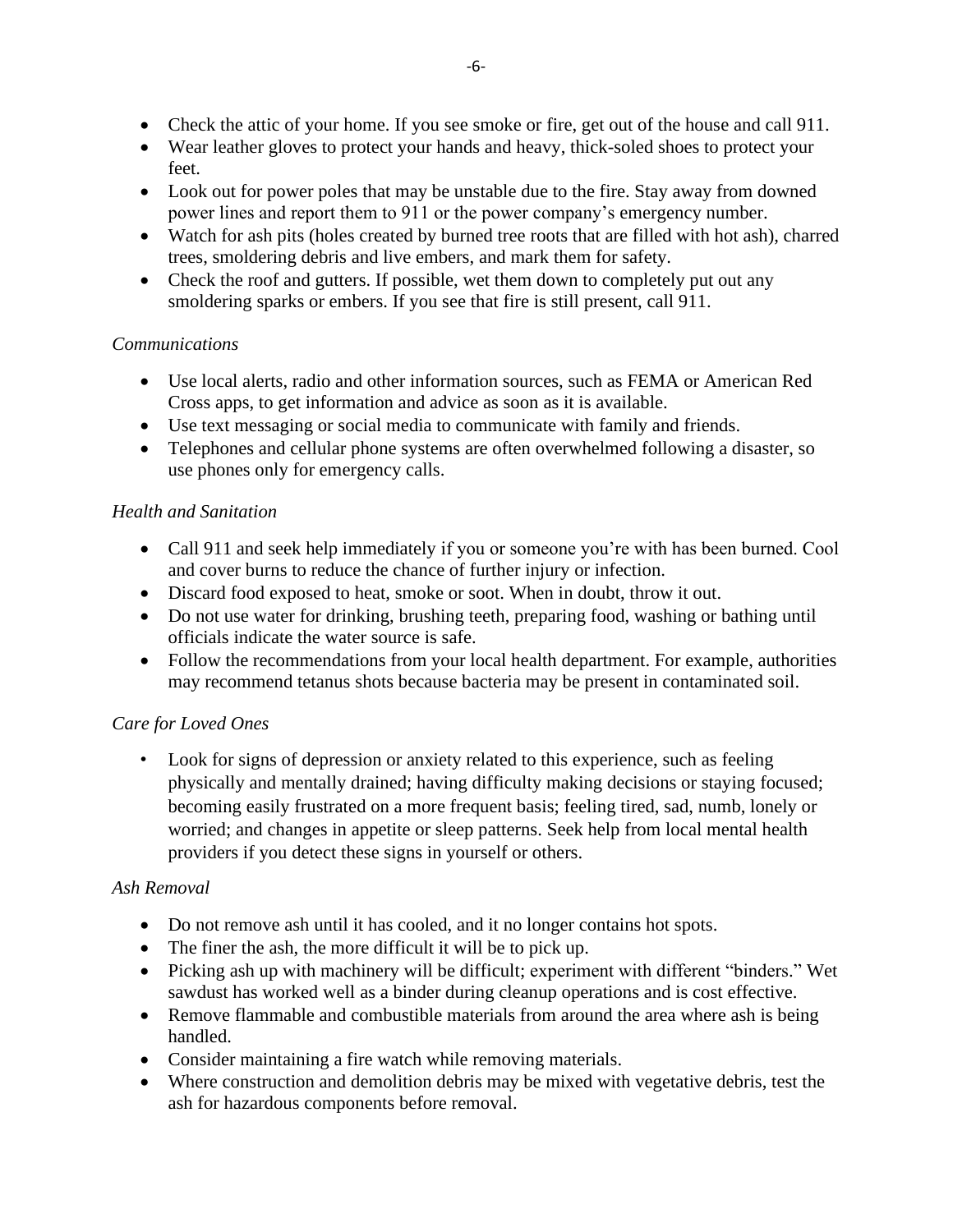- Check the attic of your home. If you see smoke or fire, get out of the house and call 911.
- Wear leather gloves to protect your hands and heavy, thick-soled shoes to protect your feet.
- Look out for power poles that may be unstable due to the fire. Stay away from downed power lines and report them to 911 or the power company's emergency number.
- Watch for ash pits (holes created by burned tree roots that are filled with hot ash), charred trees, smoldering debris and live embers, and mark them for safety.
- Check the roof and gutters. If possible, wet them down to completely put out any smoldering sparks or embers. If you see that fire is still present, call 911.

*Communications*

- Use local alerts, radio and other information sources, such as FEMA or American Red Cross apps, to get information and advice as soon as it is available.
- Use text messaging or social media to communicate with family and friends.
- Telephones and cellular phone systems are often overwhelmed following a disaster, so use phones only for emergency calls.

*Health and Sanitation*

- Call 911 and seek help immediately if you or someone you're with has been burned. Cool and cover burns to reduce the chance of further injury or infection.
- Discard food exposed to heat, smoke or soot. When in doubt, throw it out.
- Do not use water for drinking, brushing teeth, preparing food, washing or bathing until officials indicate the water source is safe.
- Follow the recommendations from your local health department. For example, authorities may recommend tetanus shots because bacteria may be present in contaminated soil.

*Care for Loved Ones*

- Look for signs of depression or anxiety related to this experience, such as feeling physically and mentally drained; having difficulty making decisions or staying focused; becoming easily frustrated on a more frequent basis; feeling tired, sad, numb, lonely or worried; and changes in appetite or sleep patterns. Seek help from local mental health providers if you detect these signs in yourself or others.

*Ash Removal*

- Do not remove ash until it has cooled, and it no longer contains hot spots.
- The finer the ash, the more difficult it will be to pick up.
- Picking ash up with machinery will be difficult; experiment with different "binders." Wet sawdust has worked well as a binder during cleanup operations and is cost effective.
- Remove flammable and combustible materials from around the area where ash is being handled.
- Consider maintaining a fire watch while removing materials.
- Where construction and demolition debris may be mixed with vegetative debris, test the ash for hazardous components before removal.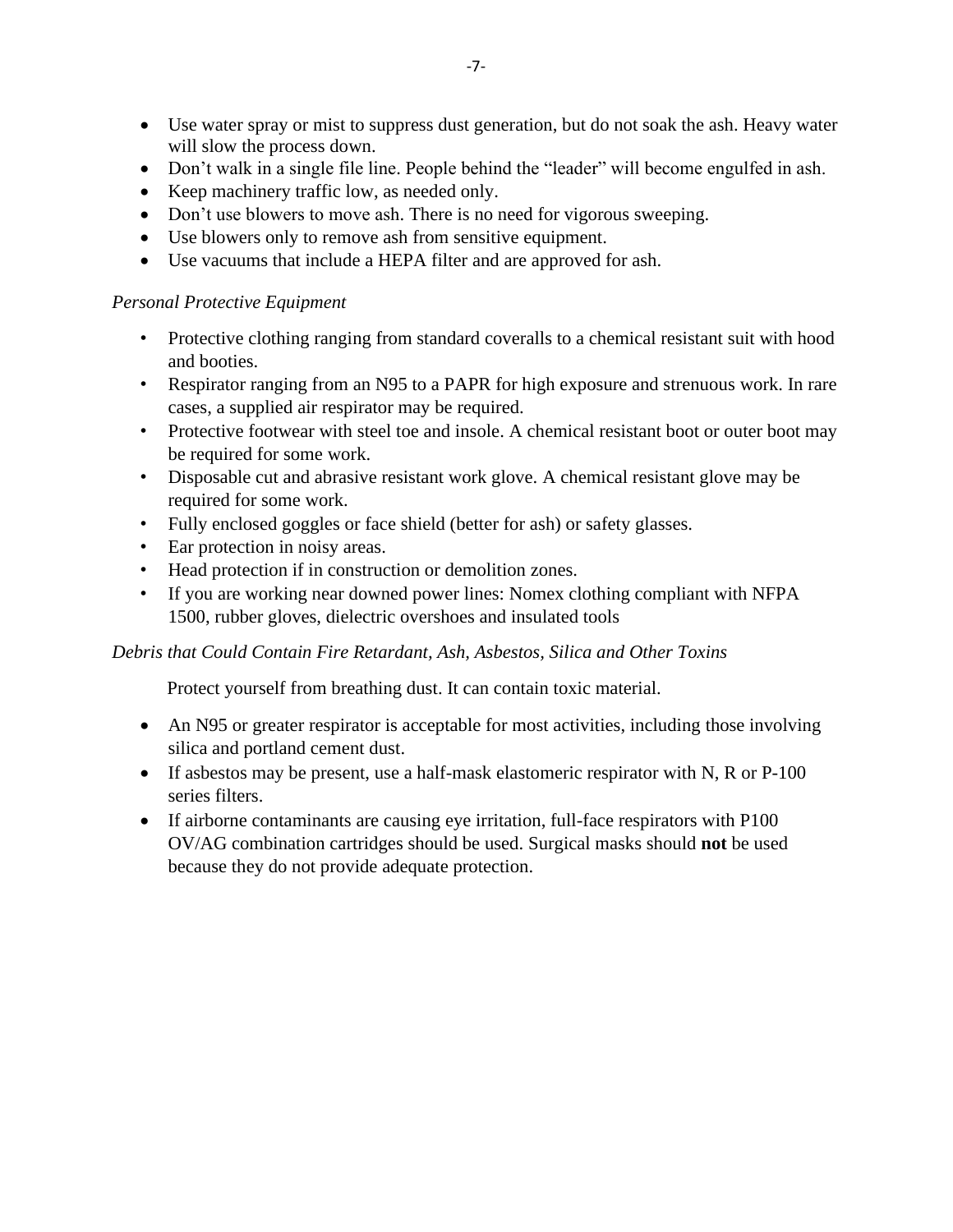- Use water spray or mist to suppress dust generation, but do not soak the ash. Heavy water will slow the process down.
- Don't walk in a single file line. People behind the "leader" will become engulfed in ash.
- Keep machinery traffic low, as needed only.
- Don't use blowers to move ash. There is no need for vigorous sweeping.
- Use blowers only to remove ash from sensitive equipment.
- Use vacuums that include a HEPA filter and are approved for ash.

*Personal Protective Equipment*

- Protective clothing ranging from standard coveralls to a chemical resistant suit with hood and booties.
- Respirator ranging from an N95 to a PAPR for high exposure and strenuous work. In rare cases, a supplied air respirator may be required.
- Protective footwear with steel toe and insole. A chemical resistant boot or outer boot may be required for some work.
- Disposable cut and abrasive resistant work glove. A chemical resistant glove may be required for some work.
- Fully enclosed goggles or face shield (better for ash) or safety glasses.
- Ear protection in noisy areas.
- Head protection if in construction or demolition zones.
- If you are working near downed power lines: Nomex clothing compliant with NFPA 1500, rubber gloves, dielectric overshoes and insulated tools

*Debris that Could Contain Fire Retardant, Ash, Asbestos, Silica and Other Toxins*

Protect yourself from breathing dust. It can contain toxic material.

- An N95 or greater respirator is acceptable for most activities, including those involving silica and portland cement dust.
- If asbestos may be present, use a half-mask elastomeric respirator with N, R or P-100 series filters.
- If airborne contaminants are causing eye irritation, full-face respirators with P100 OV/AG combination cartridges should be used. Surgical masks should **not** be used because they do not provide adequate protection.